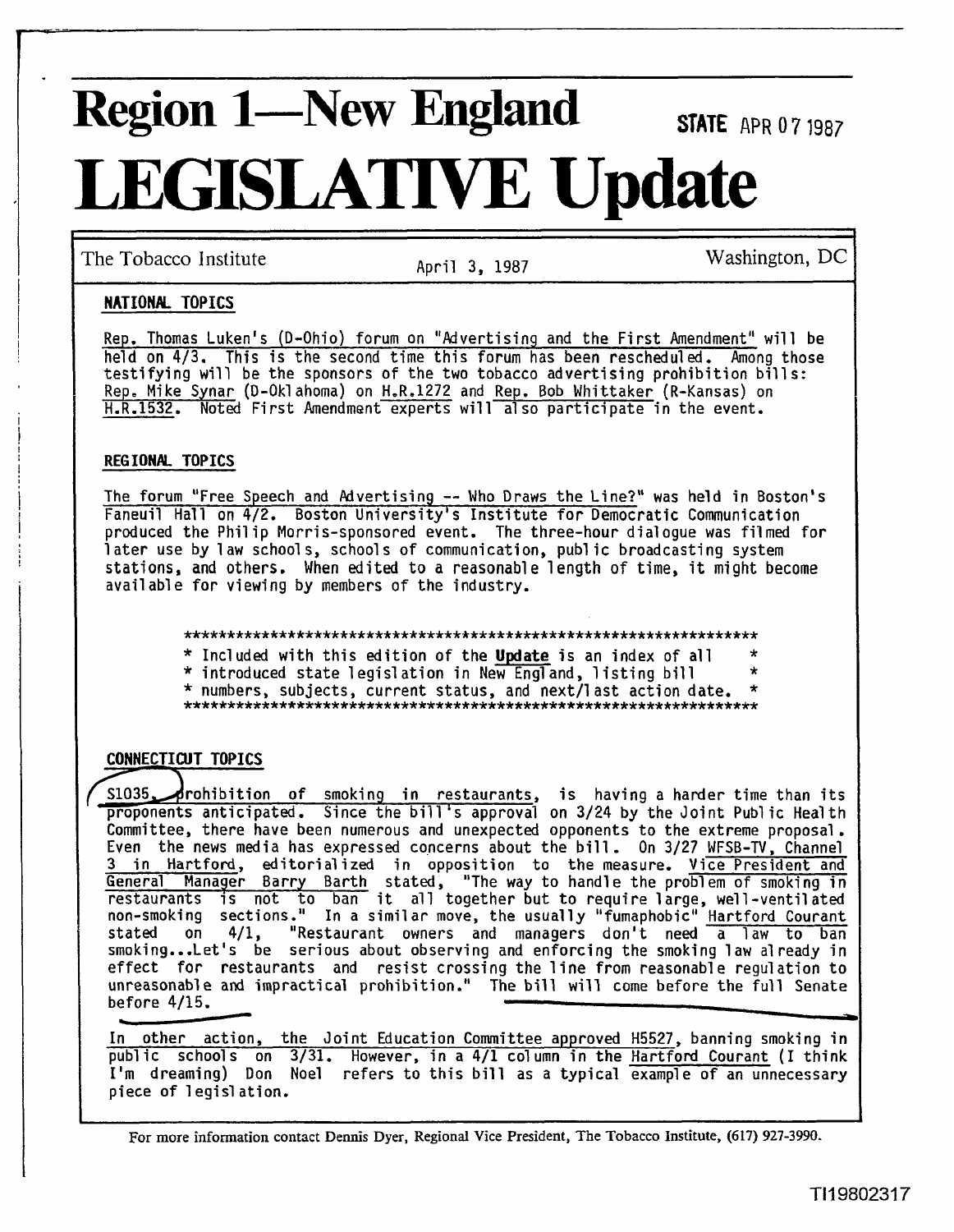# Region 1—New England

STATE APR 07 1987

# LEGISLATIVE Update

The Tobacco Institute | April 3, 1987 | Washington, DC

## NATIONAL TOPICS

Rep. Thomas Luken's (D-Ohio) forum on "Advertising and the First Amendment" will be held on 4/3. This is the second time this forum has been rescheduled. Among those testifying will be the sponsors of the two tobacco advertising prohibition bills: Rep. Mike Synar (D-Oklahoma) on H.R.1272 and Rep. Bob Whittaker (R-Kansas) on H.R.1532. Noted First Amendment experts will also participate in the event.

## REGIONAL TOPICS

The forum "Free Speech and Advertising -- Who Draws the Line?" was held in Boston's Faneuil Hall on 4/2. Boston University's Institute for Democratic Communication produced the Philip Morris-sponsored event. The three-hour dialogue was filmed for later use by law schools, schools of communication, public broadcasting system stations, and others. When edited to a reasonable length of time, it might become available for viewing by members of the industry.

```
*****************************************************************
* Included with this edition of the Update is an index of all   *
* introduced state legislation in New England, listing bill     *
* numbers, subjects, current status, and next/last action date. *
*****************************************************************
```

## CONNECTICUT TOPICS

S1035, prohibition of smoking in restaurants, is having a harder time than its proponents anticipated. Since the bill's approval on 3/24 by the Joint Public Health Committee, there have been numerous and unexpected opponents to the extreme proposal. Even the news media has expressed concerns about the bill. On 3/27 WFSB-TV, Channel 3 in Hartford, editorialized in opposition to the measure. Vice President and General Manager Barry Barth stated, "The way to handle the problem of smoking in restaurants is not to ban it all together but to require large, well-ventilated non-smoking sections." In a similar move, the usually "fumaphobic" Hartford Courant stated on 4/1, "Restaurant owners and managers don't need a law to ban smoking...Let's be serious about observing and enforcing the smoking law already in effect for restaurants and resist crossing the line from reasonable regulation to unreasonable and impractical prohibition." The bill will come before the full Senate before 4/15.

In other action, the Joint Education Committee approved H5527, banning smoking in public schools on 3/31. However, in a 4/1 column in the Hartford Courant (I think I'm dreaming) Don Noel refers to this bill as a typical example of an unnecessary piece of legislation.

For more information contact Dennis Dyer, Regional Vice President, The Tobacco Institute, (617) 927-3990.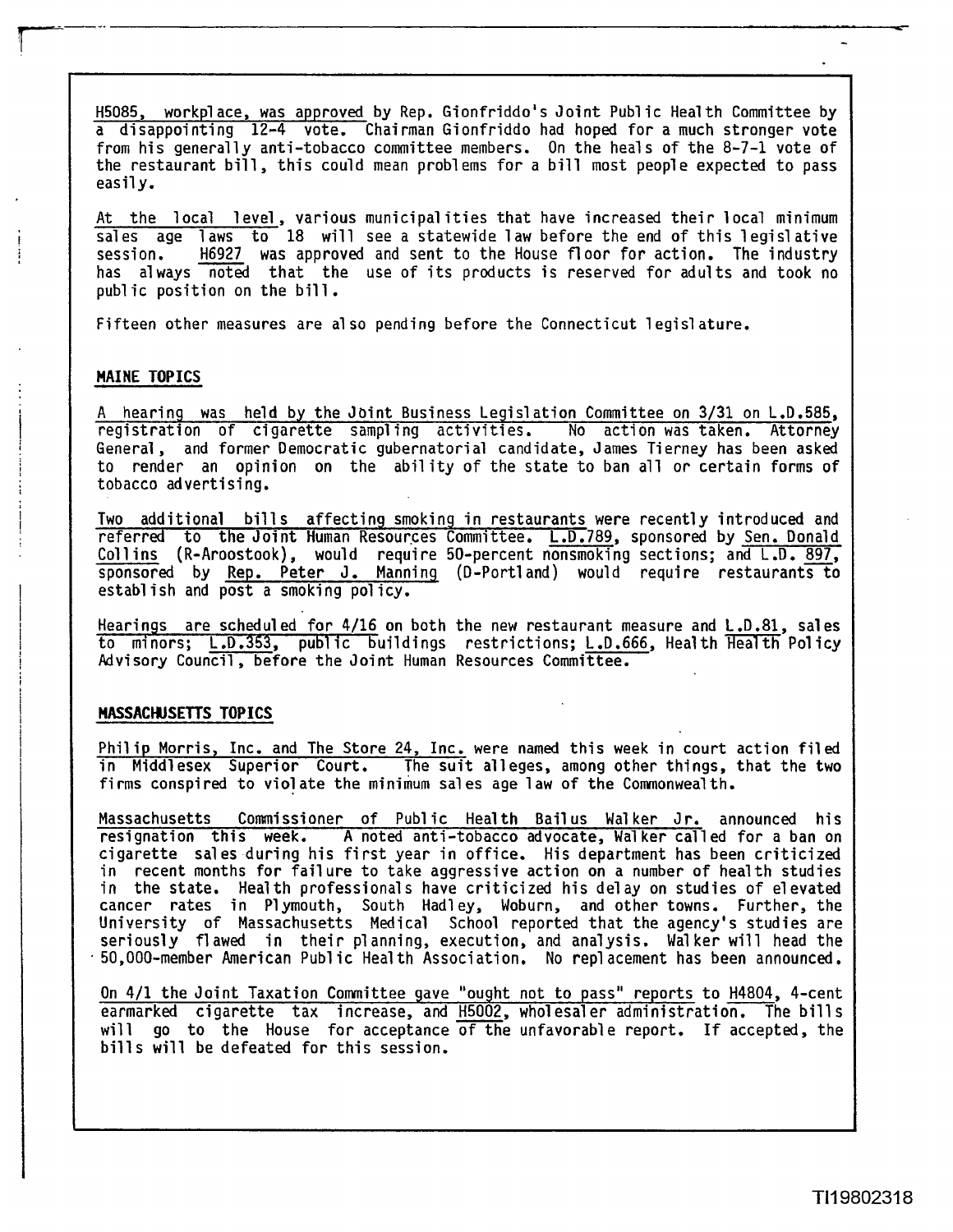H5085, workplace, was approved by Rep. Gionfriddo's Joint Public Health Committee by a disappointing 12-4 vote. Chairman Gionfriddo had hoped for a much stronger vote from his generally anti-tobacco committee members. On the heals of the 8-7-1 vote of the restaurant bill, this could mean problems for a bill most people expected to pass easily.

At the local level, various municipalities that have increased their local minimum sales age laws to 18 will see a statewide law before the end of this legislative session. H6927 was approved and sent to the House floor for action. The industry has always noted that the use of its products is reserved for adults and took no public position on the bill.

Fifteen other measures are also pending before the Connecticut legislature.

**MAINE TOPICS**

A hearing was held by the Joint Business Legislation Committee on 3/31 on L.D.585, registration of cigarette sampling activities. No action was taken. Attorney General, and former Democratic gubernatorial candidate, James Tierney has been asked to render an opinion on the ability of the state to ban all or certain forms of tobacco advertising.

Two additional bills affecting smoking in restaurants were recently introduced and referred to the Joint Human Resources Committee. L.D.789, sponsored by Sen. Donald Collins (R-Aroostook), would require 50-percent nonsmoking sections; and L.D. 897, sponsored by Rep. Peter J. Manning (D-Portland) would require restaurants to establish and post a smoking policy.

Hearings are scheduled for 4/16 on both the new restaurant measure and L.D.81, sales to minors; L.D.353, public buildings restrictions; L.D.666, Health Health Policy Advisory Council, before the Joint Human Resources Committee.

**MASSACHUSETTS TOPICS**

Philip Morris, Inc. and The Store 24, Inc. were named this week in court action filed in Middlesex Superior Court. The suit alleges, among other things, that the two firms conspired to violate the minimum sales age law of the Commonwealth.

Massachusetts Commissioner of Public Health Bailus Walker Jr. announced his resignation this week. A noted anti-tobacco advocate, Walker called for a ban on cigarette sales during his first year in office. His department has been criticized in recent months for failure to take aggressive action on a number of health studies in the state. Health professionals have criticized his delay on studies of elevated cancer rates in Plymouth, South Hadley, Woburn, and other towns. Further, the University of Massachusetts Medical School reported that the agency's studies are seriously flawed in their planning, execution, and analysis. Walker will head the 50,000-member American Public Health Association. No replacement has been announced.

On 4/1 the Joint Taxation Committee gave "ought not to pass" reports to H4804, 4-cent earmarked cigarette tax increase, and H5002, wholesaler administration. The bills will go to the House for acceptance of the unfavorable report. If accepted, the bills will be defeated for this session.

TI19802318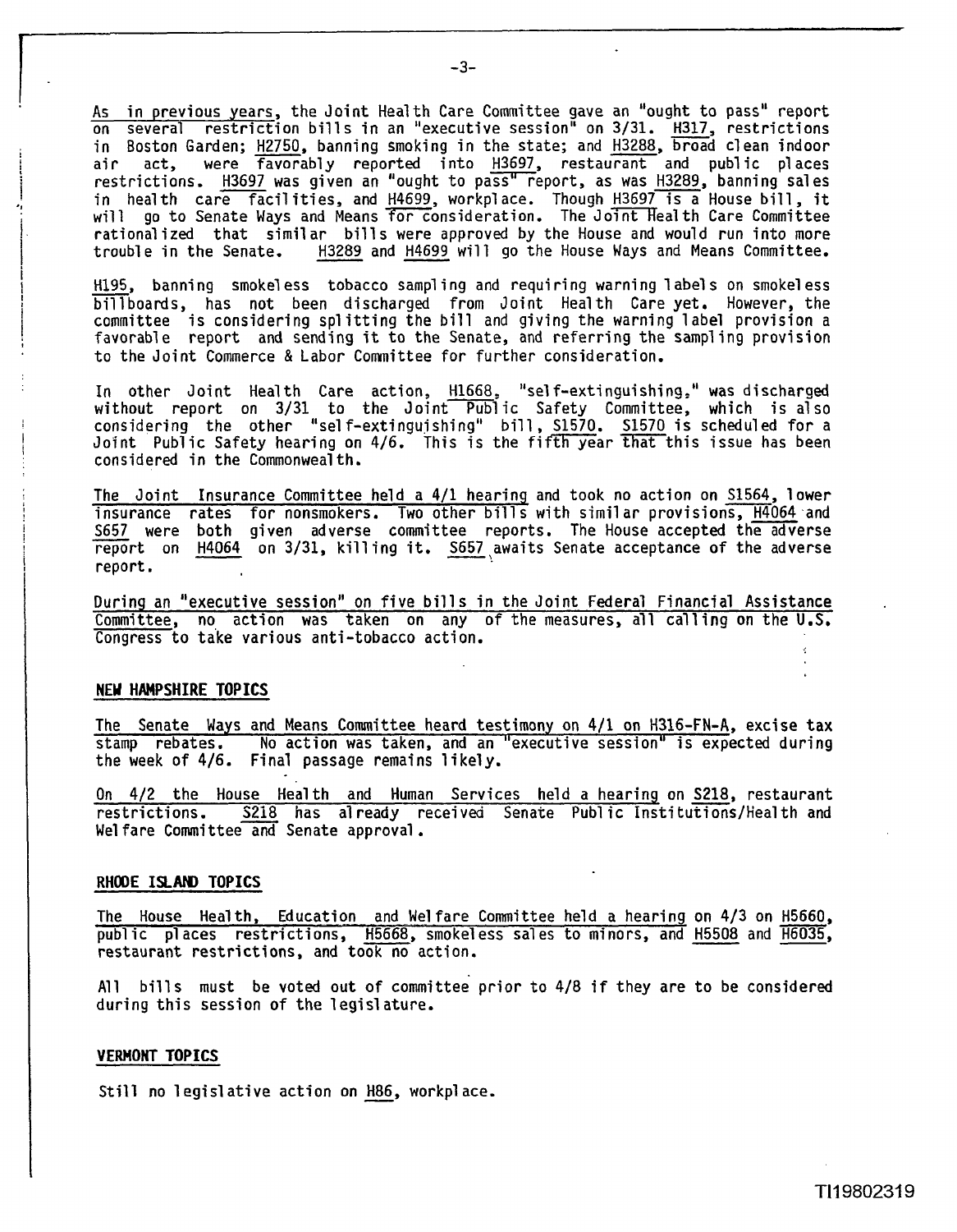As in previous years, the Joint Health Care Committee gave an "ought to pass" report on several restriction bills in an "executive session" on 3/31. H317, restrictions in Boston Garden; H2750, banning smoking in the state; and H3288, broad clean indoor air act, were favorably reported into H3697, restaurant and public places restrictions. H3697 was given an "ought to pass" report, as was H3289, banning sales in health care facilities, and H4699, workplace. Though H3697 is a House bill, it will go to Senate Ways and Means for consideration. The Joint Health Care Committee rationalized that similar bills were approved by the House and would run into more trouble in the Senate. H3289 and H4699 will go the House Ways and Means Committee.

H195, banning smokeless tobacco sampling and requiring warning labels on smokeless billboards, has not been discharged from Joint Health Care yet. However, the committee is considering splitting the bill and giving the warning label provision a favorable report and sending it to the Senate, and referring the sampling provision to the Joint Commerce & Labor Committee for further consideration.

In other Joint Health Care action, H1668, "self-extinguishing," was discharged without report on 3/31 to the Joint Public Safety Committee, which is also considering the other "self-extinguishing" bill, S1570. S1570 is scheduled for a Joint Public Safety hearing on 4/6. This is the fifth year that this issue has been considered in the Commonwealth.

The Joint Insurance Committee held a 4/1 hearing and took no action on S1564, lower insurance rates for nonsmokers. Two other bills with similar provisions, H4064 and S657 were both given adverse committee reports. The House accepted the adverse report on H4064 on 3/31, killing it. S657 awaits Senate acceptance of the adverse report.

During an "executive session" on five bills in the Joint Federal Financial Assistance Committee, no action was taken on any of the measures, all calling on the U.S. Congress to take various anti-tobacco action.

**NEW HAMPSHIRE TOPICS**

The Senate Ways and Means Committee heard testimony on 4/1 on H316-FN-A, excise tax stamp rebates. No action was taken, and an "executive session" is expected during the week of 4/6. Final passage remains likely.

On 4/2 the House Health and Human Services held a hearing on S218, restaurant restrictions. S218 has already received Senate Public Institutions/Health and Welfare Committee and Senate approval.

**RHODE ISLAND TOPICS**

The House Health, Education and Welfare Committee held a hearing on 4/3 on H5660, public places restrictions, H5668, smokeless sales to minors, and H5508 and H6035, restaurant restrictions, and took no action.

All bills must be voted out of committee prior to 4/8 if they are to be considered during this session of the legislature.

**VERMONT TOPICS**

Still no legislative action on H86, workplace.

TI19802319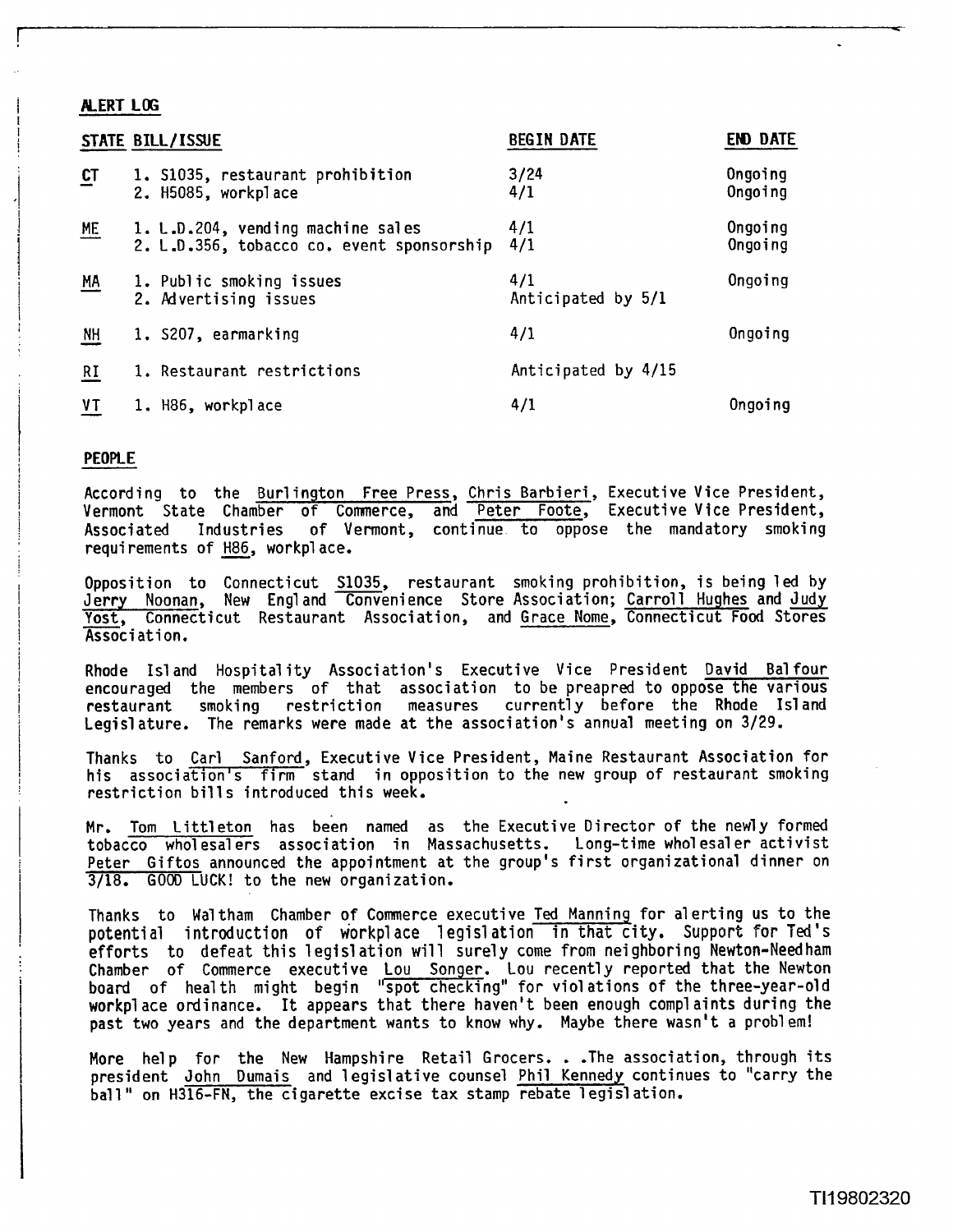## ALERT LOG

| STATE | BILL/ISSUE | BEGIN DATE | END DATE |
|---|---|---|---|
| CT | 1. S1035, restaurant prohibition | 3/24 | Ongoing |
| | 2. H5085, workplace | 4/1 | Ongoing |
| ME | 1. L.D.204, vending machine sales | 4/1 | Ongoing |
| | 2. L.D.356, tobacco co. event sponsorship | 4/1 | Ongoing |
| MA | 1. Public smoking issues | 4/1 | Ongoing |
| | 2. Advertising issues | Anticipated by 5/1 | |
| NH | 1. S207, earmarking | 4/1 | Ongoing |
| RI | 1. Restaurant restrictions | Anticipated by 4/15 | |
| VT | 1. H86, workplace | 4/1 | Ongoing |

## PEOPLE

According to the Burlington Free Press, Chris Barbieri, Executive Vice President, Vermont State Chamber of Commerce, and Peter Foote, Executive Vice President, Associated Industries of Vermont, continue to oppose the mandatory smoking requirements of H86, workplace.

Opposition to Connecticut S1035, restaurant smoking prohibition, is being led by Jerry Noonan, New England Convenience Store Association; Carroll Hughes and Judy Yost, Connecticut Restaurant Association, and Grace Nome, Connecticut Food Stores Association.

Rhode Island Hospitality Association's Executive Vice President David Balfour encouraged the members of that association to be preapred to oppose the various restaurant smoking restriction measures currently before the Rhode Island Legislature. The remarks were made at the association's annual meeting on 3/29.

Thanks to Carl Sanford, Executive Vice President, Maine Restaurant Association for his association's firm stand in opposition to the new group of restaurant smoking restriction bills introduced this week.

Mr. Tom Littleton has been named as the Executive Director of the newly formed tobacco wholesalers association in Massachusetts. Long-time wholesaler activist Peter Giftos announced the appointment at the group's first organizational dinner on 3/18. GOOD LUCK! to the new organization.

Thanks to Waltham Chamber of Commerce executive Ted Manning for alerting us to the potential introduction of workplace legislation in that city. Support for Ted's efforts to defeat this legislation will surely come from neighboring Newton-Needham Chamber of Commerce executive Lou Songer. Lou recently reported that the Newton board of health might begin "spot checking" for violations of the three-year-old workplace ordinance. It appears that there haven't been enough complaints during the past two years and the department wants to know why. Maybe there wasn't a problem!

More help for the New Hampshire Retail Grocers. . .The association, through its president John Dumais and legislative counsel Phil Kennedy continues to "carry the ball" on H316-FN, the cigarette excise tax stamp rebate legislation.

TI19802320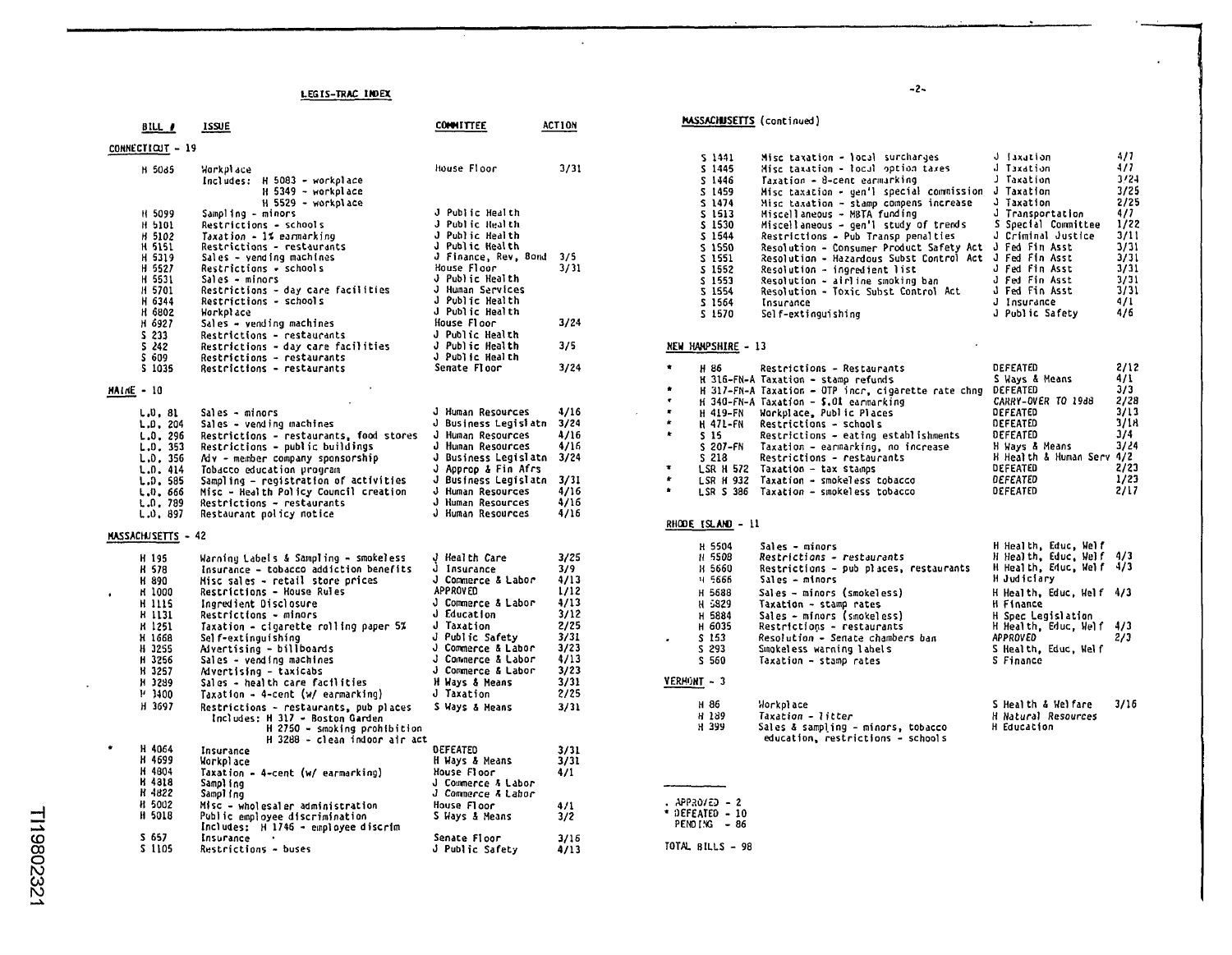## LEGIS-TRAC INDEX

| BILL # | ISSUE | COMMITTEE | ACTION |
|---|---|---|---|
| **CONNECTICUT - 19** | | | |
| H 5085 | Workplace<br>Includes: H 5083 - workplace<br>H 5349 - workplace<br>H 5529 - workplace | House Floor | 3/31 |
| H 5099 | Sampling - minors | J Public Health | |
| H 5101 | Restrictions - schools | J Public Health | |
| H 5102 | Taxation - 1% earmarking | J Public Health | |
| H 5151 | Restrictions - restaurants | J Public Health | |
| H 5319 | Sales - vending machines | J Finance, Rev, Bond | 3/5 |
| H 5527 | Restrictions - schools | House Floor | 3/31 |
| H 5531 | Sales - minors | J Public Health | |
| H 5701 | Restrictions - day care facilities | J Human Services | |
| H 6344 | Restrictions - schools | J Public Health | |
| H 6802 | Workplace | J Public Health | |
| H 6927 | Sales - vending machines | House Floor | 3/24 |
| S 233 | Restrictions - restaurants | J Public Health | |
| S 242 | Restrictions - day care facilities | J Public Health | 3/5 |
| S 609 | Restrictions - restaurants | J Public Health | |
| S 1035 | Restrictions - restaurants | Senate Floor | 3/24 |
| **MAINE - 10** | | | |
| L.D. 81 | Sales - minors | J Human Resources | 4/16 |
| L.D. 204 | Sales - vending machines | J Business Legislatn | 3/24 |
| L.D. 296 | Restrictions - restaurants, food stores | J Human Resources | 4/16 |
| L.D. 353 | Restrictions - public buildings | J Human Resources | 4/16 |
| L.D. 356 | Adv - member company sponsorship | J Business Legislatn | 3/24 |
| L.D. 414 | Tobacco education program | J Approp & Fin Afrs | |
| L.D. 585 | Sampling - registration of activities | J Business Legislatn | 3/31 |
| L.D. 666 | Misc - Health Policy Council creation | J Human Resources | 4/16 |
| L.D. 789 | Restrictions - restaurants | J Human Resources | 4/16 |
| L.D. 897 | Restaurant policy notice | J Human Resources | 4/16 |
| **MASSACHUSETTS - 42** | | | |
| H 195 | Warning Labels & Sampling - smokeless | J Health Care | 3/25 |
| H 578 | Insurance - tobacco addiction benefits | J Insurance | 3/9 |
| H 890 | Misc sales - retail store prices | J Commerce & Labor | 4/13 |
| . H 1000 | Restrictions - House Rules | APPROVED | 1/12 |
| H 1115 | Ingredient Disclosure | J Commerce & Labor | 4/13 |
| H 1131 | Restrictions - minors | J Education | 3/12 |
| H 1251 | Taxation - cigarette rolling paper 5% | J Taxation | 2/25 |
| H 1668 | Self-extinguishing | J Public Safety | 3/31 |
| H 3255 | Advertising - billboards | J Commerce & Labor | 3/23 |
| H 3256 | Sales - vending machines | J Commerce & Labor | 4/13 |
| H 3257 | Advertising - taxicabs | J Commerce & Labor | 3/23 |
| H 3289 | Sales - health care facilities | H Ways & Means | 3/31 |
| H 3400 | Taxation - 4-cent (w/ earmarking) | J Taxation | 2/25 |
| H 3697 | Restrictions - restaurants, pub places<br>Includes: H 317 - Boston Garden<br>H 2750 - smoking prohibition<br>H 3288 - clean indoor air act | S Ways & Means | 3/31 |
| * H 4064 | Insurance | DEFEATED | 3/31 |
| H 4699 | Workplace | H Ways & Means | 3/31 |
| H 4804 | Taxation - 4-cent (w/ earmarking) | House Floor | 4/1 |
| H 4818 | Sampling | J Commerce & Labor | |
| H 4822 | Sampling | J Commerce & Labor | |
| H 5002 | Misc - wholesaler administration | House Floor | 4/1 |
| H 5018 | Public employee discrimination<br>Includes: H 1746 - employee discrim | S Ways & Means | 3/2 |
| S 657 | Insurance | Senate Floor | 3/16 |
| S 1105 | Restrictions - buses | J Public Safety | 4/13 |

**MASSACHUSETTS** (continued)

| BILL # | ISSUE | COMMITTEE | ACTION |
|---|---|---|---|
| S 1441 | Misc taxation - local surcharges | J Taxation | 4/7 |
| S 1445 | Misc taxation - local option taxes | J Taxation | 4/7 |
| S 1446 | Taxation - 8-cent earmarking | J Taxation | 3/24 |
| S 1459 | Misc taxation - gen'l special commission | J Taxation | 3/25 |
| S 1474 | Misc taxation - stamp compens increase | J Taxation | 2/25 |
| S 1513 | Miscellaneous - MBTA funding | J Transportation | 4/7 |
| S 1530 | Miscellaneous - gen'l study of trends | S Special Committee | 1/22 |
| S 1544 | Restrictions - Pub Transp penalties | J Criminal Justice | 3/11 |
| S 1550 | Resolution - Consumer Product Safety Act | J Fed Fin Asst | 3/31 |
| S 1551 | Resolution - Hazardous Subst Control Act | J Fed Fin Asst | 3/31 |
| S 1552 | Resolution - ingredient list | J Fed Fin Asst | 3/31 |
| S 1553 | Resolution - airline smoking ban | J Fed Fin Asst | 3/31 |
| S 1554 | Resolution - Toxic Subst Control Act | J Fed Fin Asst | 3/31 |
| S 1564 | Insurance | J Insurance | 4/1 |
| S 1570 | Self-extinguishing | J Public Safety | 4/6 |
| **NEW HAMPSHIRE - 13** | | | |
| * H 86 | Restrictions - Restaurants | DEFEATED | 2/12 |
| H 316-FN-A | Taxation - stamp refunds | S Ways & Means | 4/1 |
| * H 317-FN-A | Taxation - OTP incr, cigarette rate chng | DEFEATED | 3/3 |
| * H 340-FN-A | Taxation - $.01 earmarking | CARRY-OVER TO 1988 | 2/28 |
| * H 419-FN | Workplace, Public Places | DEFEATED | 3/13 |
| * H 471-FN | Restrictions - schools | DEFEATED | 3/18 |
| * S 15 | Restrictions - eating establishments | DEFEATED | 3/4 |
| S 207-FN | Taxation - earmarking, no increase | H Ways & Means | 3/24 |
| S 218 | Restrictions - restaurants | H Health & Human Serv | 4/2 |
| * LSR H 572 | Taxation - tax stamps | DEFEATED | 2/23 |
| * LSR H 932 | Taxation - smokeless tobacco | DEFEATED | 1/23 |
| * LSR S 386 | Taxation - smokeless tobacco | DEFEATED | 2/17 |
| **RHODE ISLAND - 11** | | | |
| H 5504 | Sales - minors | H Health, Educ, Welf | |
| H 5508 | *Restrictions - restaurants* | H Health, Educ, Welf | 4/3 |
| H 5660 | Restrictions - pub places, restaurants | H Health, Educ, Welf | 4/3 |
| H 5666 | Sales - minors | H Judiciary | |
| H 5688 | Sales - minors (smokeless) | H Health, Educ, Welf | 4/3 |
| H 5829 | Taxation - stamp rates | H Finance | |
| H 5884 | Sales - minors (smokeless) | H Spec Legislation | |
| H 6035 | Restrictions - restaurants | H Health, Educ, Welf | 4/3 |
| . S 153 | Resolution - Senate chambers ban | APPROVED | 2/3 |
| S 293 | Smokeless warning labels | S Health, Educ, Welf | |
| S 560 | Taxation - stamp rates | S Finance | |
| **VERMONT - 3** | | | |
| H 86 | Workplace | S Health & Welfare | 3/16 |
| H 189 | *Taxation - litter* | *H Natural Resources* | |
| H 399 | Sales & sampling - minors, tobacco education, restrictions - schools | H Education | |

. APPROVED - 2
\* DEFEATED - 10
PENDING - 86

TOTAL BILLS - 98

TI19802321